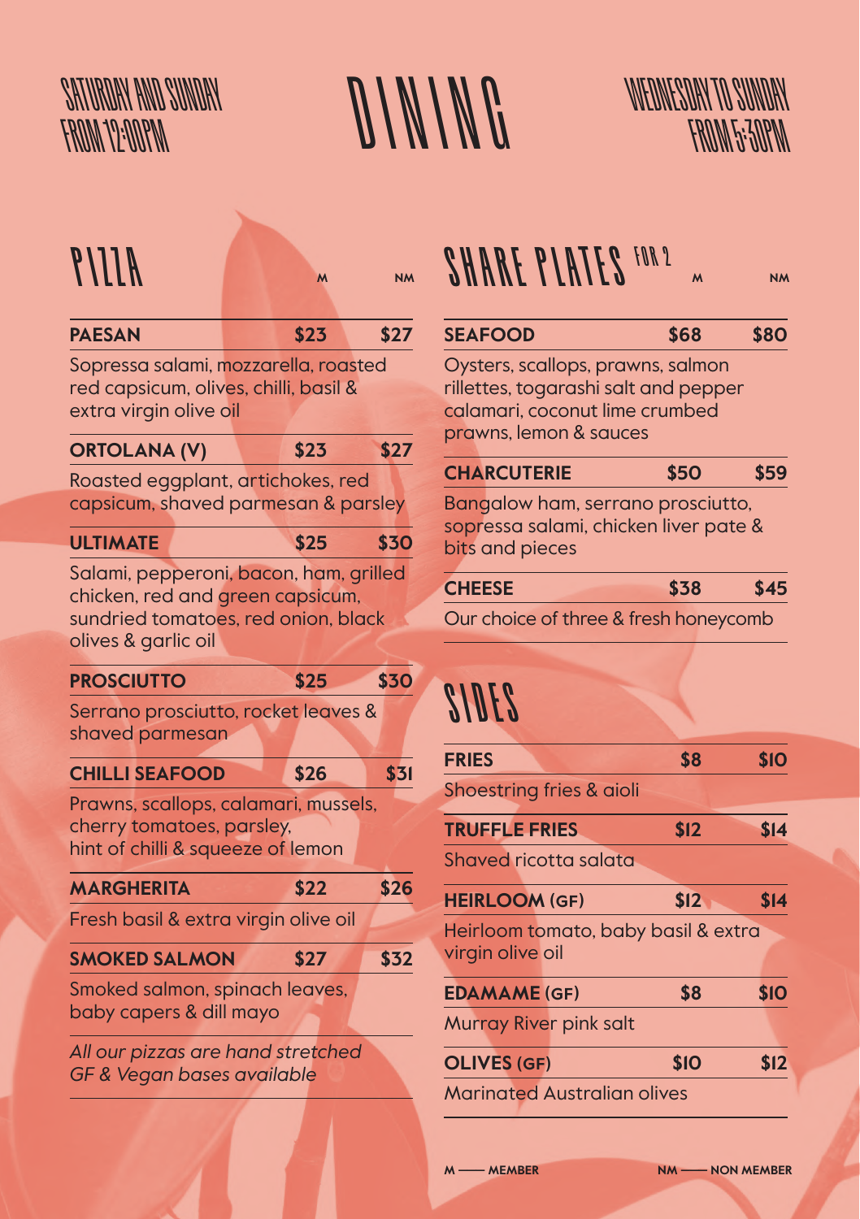SATURDAY AND SUNDAY
FROM 12:00PM

# DINING

WEDNESDAY TO SUNDAY
FROM 5:30PM

## PIZZA

| | M | NM |
|---|---|---|
| **PAESAN** | **$23** | **$27** |

Sopressa salami, mozzarella, roasted red capsicum, olives, chilli, basil & extra virgin olive oil

| | | |
|---|---|---|
| **ORTOLANA (V)** | **$23** | **$27** |

Roasted eggplant, artichokes, red capsicum, shaved parmesan & parsley

| | | |
|---|---|---|
| **ULTIMATE** | **$25** | **$30** |

Salami, pepperoni, bacon, ham, grilled chicken, red and green capsicum, sundried tomatoes, red onion, black olives & garlic oil

| | | |
|---|---|---|
| **PROSCIUTTO** | **$25** | **$30** |

Serrano prosciutto, rocket leaves & shaved parmesan

| | | |
|---|---|---|
| **CHILLI SEAFOOD** | **$26** | **$31** |

Prawns, scallops, calamari, mussels, cherry tomatoes, parsley, hint of chilli & squeeze of lemon

| | | |
|---|---|---|
| **MARGHERITA** | **$22** | **$26** |

Fresh basil & extra virgin olive oil

| | | |
|---|---|---|
| **SMOKED SALMON** | **$27** | **$32** |

Smoked salmon, spinach leaves, baby capers & dill mayo

*All our pizzas are hand stretched*
*GF & Vegan bases available*

## SHARE PLATES FOR 2

| | M | NM |
|---|---|---|
| **SEAFOOD** | **$68** | **$80** |

Oysters, scallops, prawns, salmon rillettes, togarashi salt and pepper calamari, coconut lime crumbed prawns, lemon & sauces

| | | |
|---|---|---|
| **CHARCUTERIE** | **$50** | **$59** |

Bangalow ham, serrano prosciutto, sopressa salami, chicken liver pate & bits and pieces

| | | |
|---|---|---|
| **CHEESE** | **$38** | **$45** |

Our choice of three & fresh honeycomb

## SIDES

| | M | NM |
|---|---|---|
| **FRIES** | **$8** | **$10** |

Shoestring fries & aioli

| | | |
|---|---|---|
| **TRUFFLE FRIES** | **$12** | **$14** |

Shaved ricotta salata

| | | |
|---|---|---|
| **HEIRLOOM (GF)** | **$12** | **$14** |

Heirloom tomato, baby basil & extra virgin olive oil

| | | |
|---|---|---|
| **EDAMAME (GF)** | **$8** | **$10** |

Murray River pink salt

| | | |
|---|---|---|
| **OLIVES (GF)** | **$10** | **$12** |

Marinated Australian olives

**M —— MEMBER** **NM —— NON MEMBER**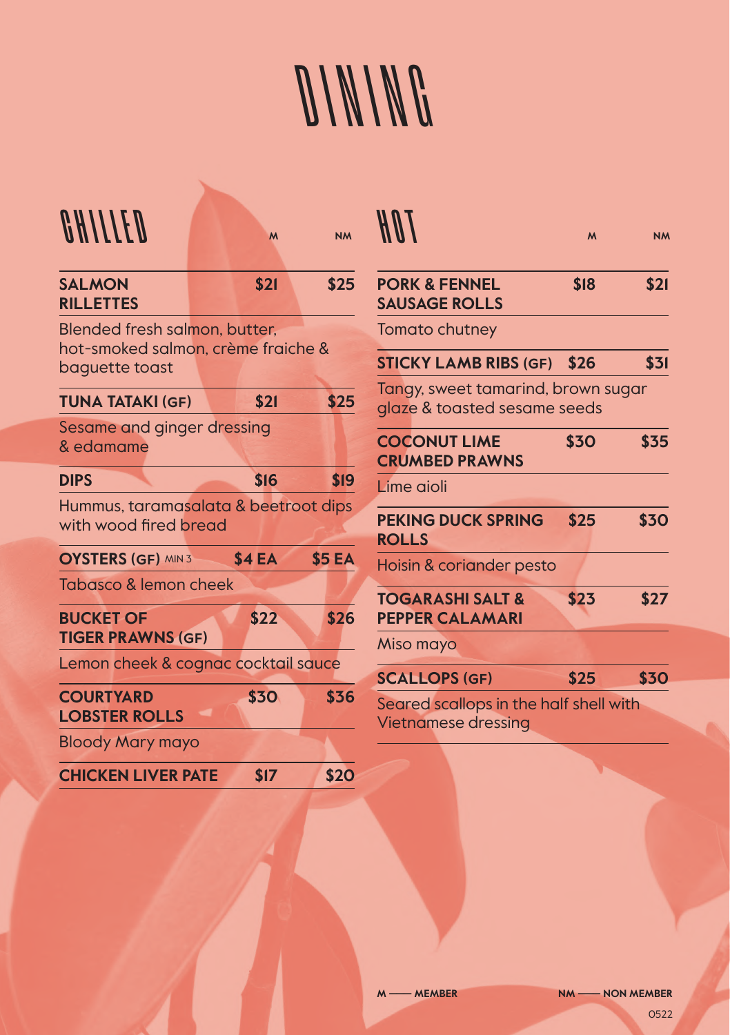# DINING

## CHILLED

| | M | NM |
|---|---|---|
| **SALMON RILLETTES** | **$21** | **$25** |
| Blended fresh salmon, butter, hot-smoked salmon, crème fraiche & baguette toast | | |
| **TUNA TATAKI (GF)** | **$21** | **$25** |
| Sesame and ginger dressing & edamame | | |
| **DIPS** | **$16** | **$19** |
| Hummus, taramasalata & beetroot dips with wood fired bread | | |
| **OYSTERS (GF)** MIN 3 | **$4 EA** | **$5 EA** |
| Tabasco & lemon cheek | | |
| **BUCKET OF TIGER PRAWNS (GF)** | **$22** | **$26** |
| Lemon cheek & cognac cocktail sauce | | |
| **COURTYARD LOBSTER ROLLS** | **$30** | **$36** |
| Bloody Mary mayo | | |
| **CHICKEN LIVER PATE** | **$17** | **$20** |

## HOT

| | M | NM |
|---|---|---|
| **PORK & FENNEL SAUSAGE ROLLS** | **$18** | **$21** |
| Tomato chutney | | |
| **STICKY LAMB RIBS (GF)** | **$26** | **$31** |
| Tangy, sweet tamarind, brown sugar glaze & toasted sesame seeds | | |
| **COCONUT LIME CRUMBED PRAWNS** | **$30** | **$35** |
| Lime aioli | | |
| **PEKING DUCK SPRING ROLLS** | **$25** | **$30** |
| Hoisin & coriander pesto | | |
| **TOGARASHI SALT & PEPPER CALAMARI** | **$23** | **$27** |
| Miso mayo | | |
| **SCALLOPS (GF)** | **$25** | **$30** |
| Seared scallops in the half shell with Vietnamese dressing | | |

**M —— MEMBER** **NM —— NON MEMBER**

0522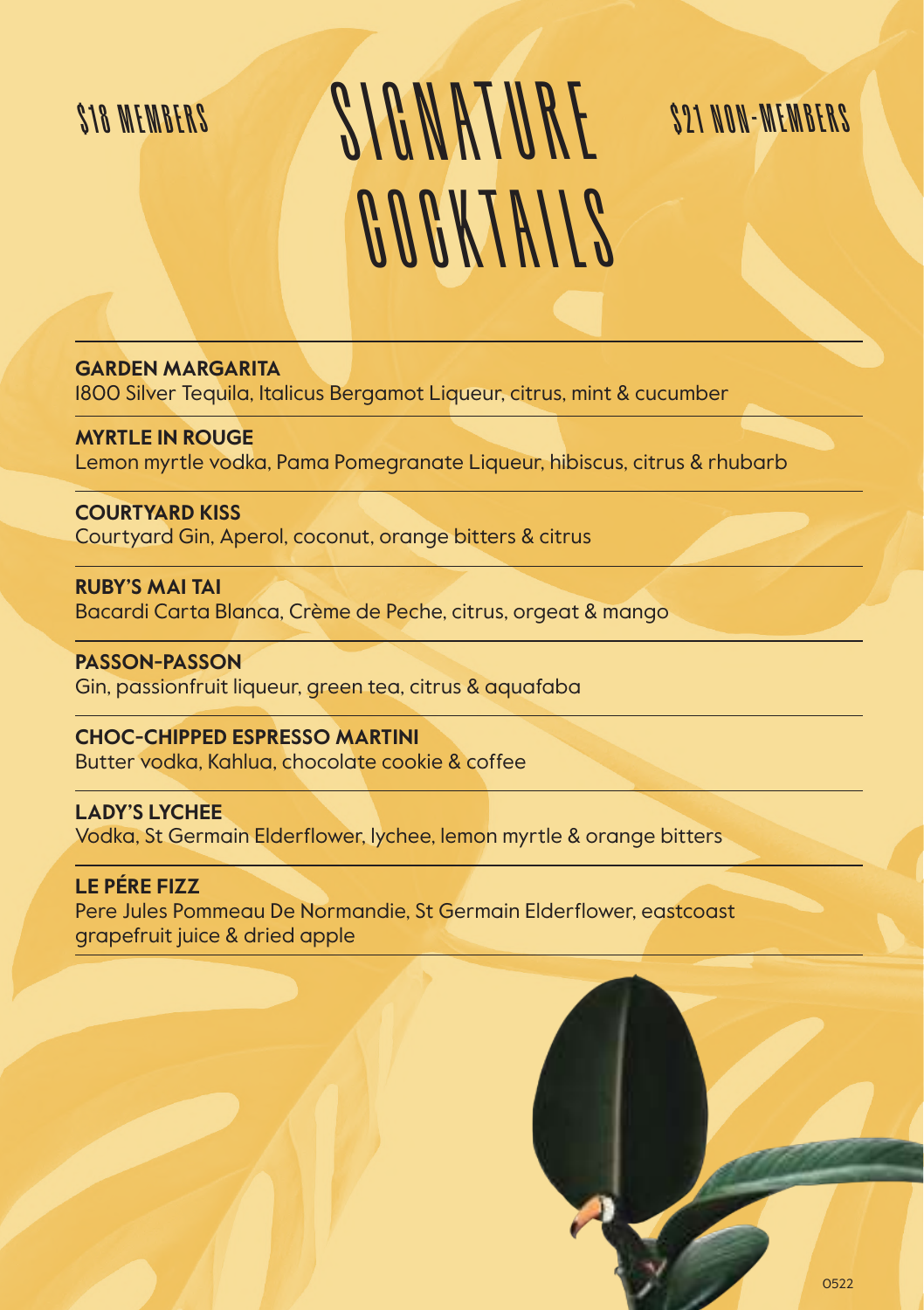$18 MEMBERS

# SIGNATURE COCKTAILS

$21 NON-MEMBERS

**GARDEN MARGARITA**
1800 Silver Tequila, Italicus Bergamot Liqueur, citrus, mint & cucumber

**MYRTLE IN ROUGE**
Lemon myrtle vodka, Pama Pomegranate Liqueur, hibiscus, citrus & rhubarb

**COURTYARD KISS**
Courtyard Gin, Aperol, coconut, orange bitters & citrus

**RUBY'S MAI TAI**
Bacardi Carta Blanca, Crème de Peche, citrus, orgeat & mango

**PASSON-PASSON**
Gin, passionfruit liqueur, green tea, citrus & aquafaba

**CHOC-CHIPPED ESPRESSO MARTINI**
Butter vodka, Kahlua, chocolate cookie & coffee

**LADY'S LYCHEE**
Vodka, St Germain Elderflower, lychee, lemon myrtle & orange bitters

**LE PÉRE FIZZ**
Pere Jules Pommeau De Normandie, St Germain Elderflower, eastcoast grapefruit juice & dried apple

0522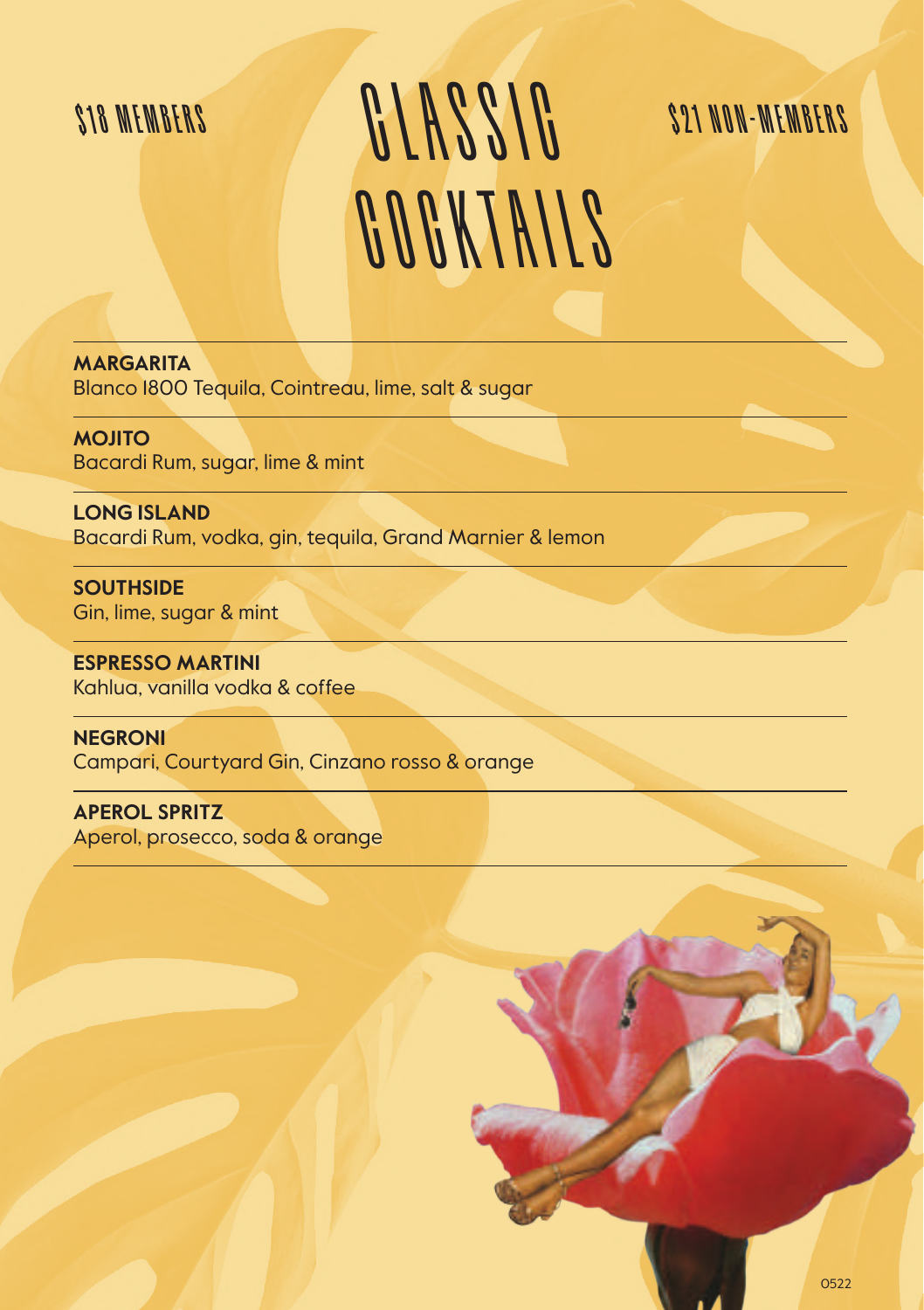$18 MEMBERS

# CLASSIC COCKTAILS

$21 NON-MEMBERS

**MARGARITA**
Blanco 1800 Tequila, Cointreau, lime, salt & sugar

**MOJITO**
Bacardi Rum, sugar, lime & mint

**LONG ISLAND**
Bacardi Rum, vodka, gin, tequila, Grand Marnier & lemon

**SOUTHSIDE**
Gin, lime, sugar & mint

**ESPRESSO MARTINI**
Kahlua, vanilla vodka & coffee

**NEGRONI**
Campari, Courtyard Gin, Cinzano rosso & orange

**APEROL SPRITZ**
Aperol, prosecco, soda & orange

0522